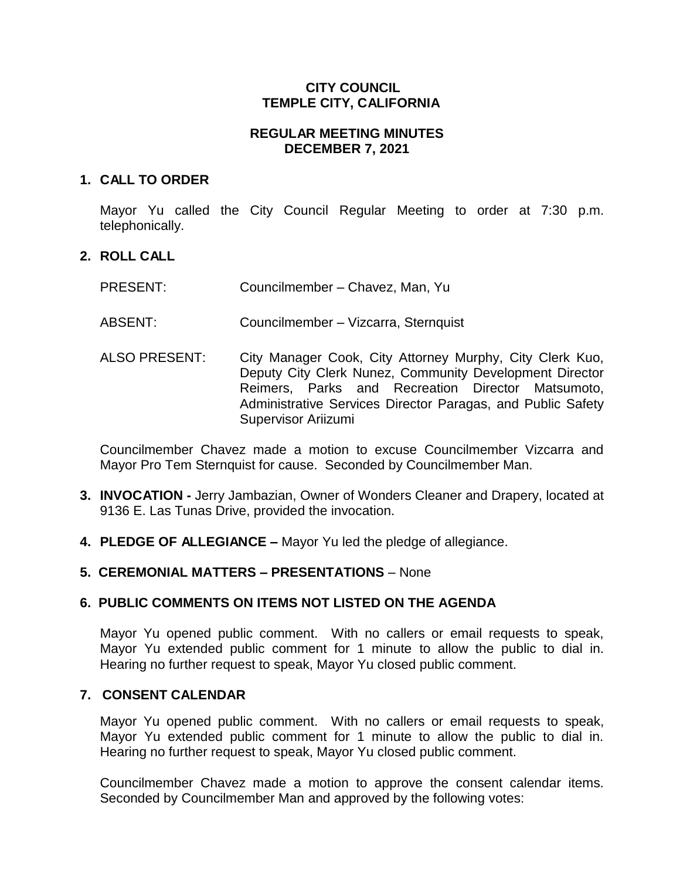**CITY COUNCIL**
**TEMPLE CITY, CALIFORNIA**

**REGULAR MEETING MINUTES**
**DECEMBER 7, 2021**

## 1. CALL TO ORDER

Mayor Yu called the City Council Regular Meeting to order at 7:30 p.m. telephonically.

## 2. ROLL CALL

PRESENT: Councilmember – Chavez, Man, Yu

ABSENT: Councilmember – Vizcarra, Sternquist

ALSO PRESENT: City Manager Cook, City Attorney Murphy, City Clerk Kuo, Deputy City Clerk Nunez, Community Development Director Reimers, Parks and Recreation Director Matsumoto, Administrative Services Director Paragas, and Public Safety Supervisor Ariizumi

Councilmember Chavez made a motion to excuse Councilmember Vizcarra and Mayor Pro Tem Sternquist for cause. Seconded by Councilmember Man.

**3. INVOCATION -** Jerry Jambazian, Owner of Wonders Cleaner and Drapery, located at 9136 E. Las Tunas Drive, provided the invocation.

**4. PLEDGE OF ALLEGIANCE –** Mayor Yu led the pledge of allegiance.

**5. CEREMONIAL MATTERS – PRESENTATIONS** – None

## 6. PUBLIC COMMENTS ON ITEMS NOT LISTED ON THE AGENDA

Mayor Yu opened public comment. With no callers or email requests to speak, Mayor Yu extended public comment for 1 minute to allow the public to dial in. Hearing no further request to speak, Mayor Yu closed public comment.

## 7. CONSENT CALENDAR

Mayor Yu opened public comment. With no callers or email requests to speak, Mayor Yu extended public comment for 1 minute to allow the public to dial in. Hearing no further request to speak, Mayor Yu closed public comment.

Councilmember Chavez made a motion to approve the consent calendar items. Seconded by Councilmember Man and approved by the following votes: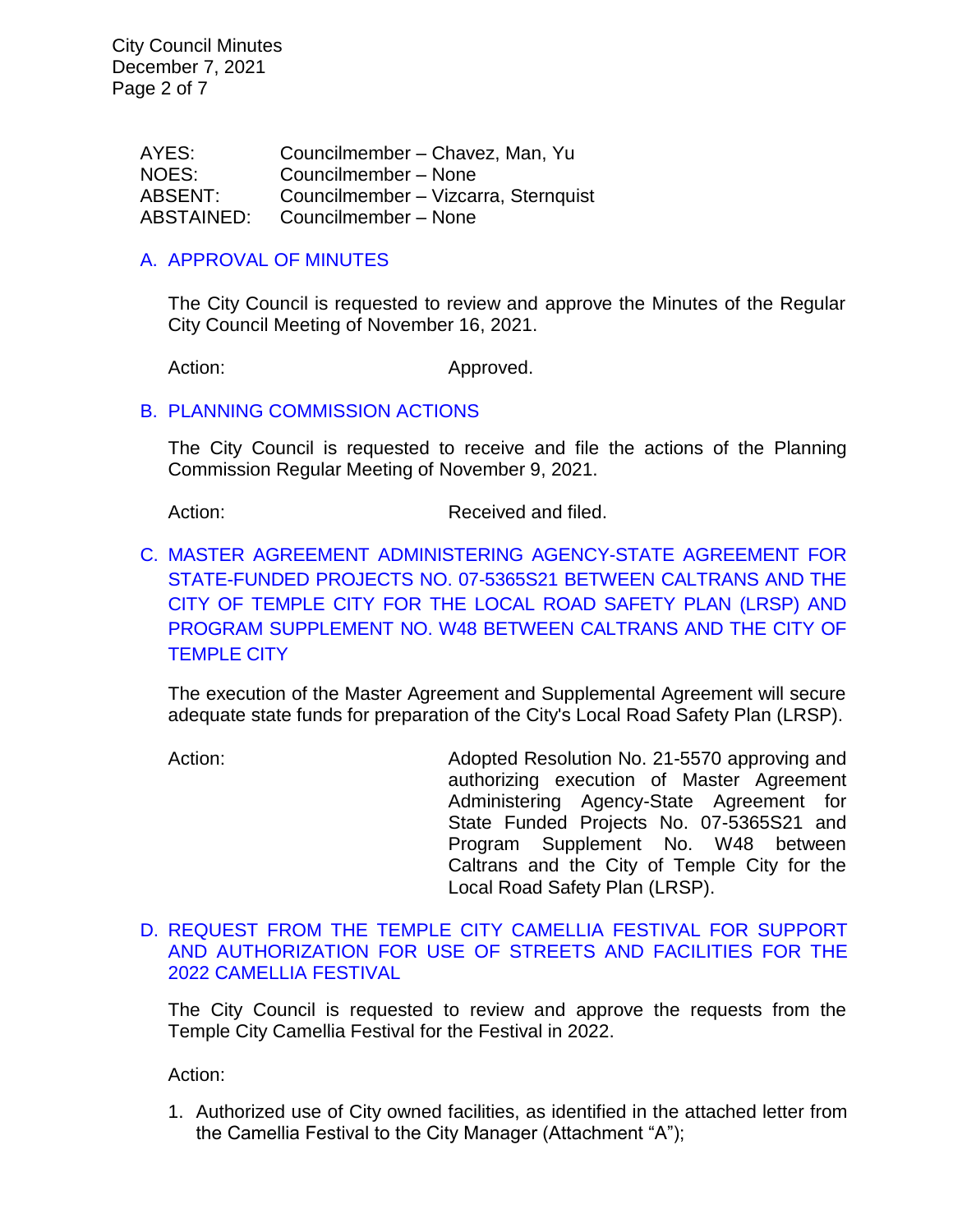AYES: Councilmember – Chavez, Man, Yu
NOES: Councilmember – None
ABSENT: Councilmember – Vizcarra, Sternquist
ABSTAINED: Councilmember – None

A. APPROVAL OF MINUTES

The City Council is requested to review and approve the Minutes of the Regular City Council Meeting of November 16, 2021.

Action: Approved.

B. PLANNING COMMISSION ACTIONS

The City Council is requested to receive and file the actions of the Planning Commission Regular Meeting of November 9, 2021.

Action: Received and filed.

C. MASTER AGREEMENT ADMINISTERING AGENCY-STATE AGREEMENT FOR STATE-FUNDED PROJECTS NO. 07-5365S21 BETWEEN CALTRANS AND THE CITY OF TEMPLE CITY FOR THE LOCAL ROAD SAFETY PLAN (LRSP) AND PROGRAM SUPPLEMENT NO. W48 BETWEEN CALTRANS AND THE CITY OF TEMPLE CITY

The execution of the Master Agreement and Supplemental Agreement will secure adequate state funds for preparation of the City's Local Road Safety Plan (LRSP).

Action: Adopted Resolution No. 21-5570 approving and authorizing execution of Master Agreement Administering Agency-State Agreement for State Funded Projects No. 07-5365S21 and Program Supplement No. W48 between Caltrans and the City of Temple City for the Local Road Safety Plan (LRSP).

D. REQUEST FROM THE TEMPLE CITY CAMELLIA FESTIVAL FOR SUPPORT AND AUTHORIZATION FOR USE OF STREETS AND FACILITIES FOR THE 2022 CAMELLIA FESTIVAL

The City Council is requested to review and approve the requests from the Temple City Camellia Festival for the Festival in 2022.

Action:

1. Authorized use of City owned facilities, as identified in the attached letter from the Camellia Festival to the City Manager (Attachment "A");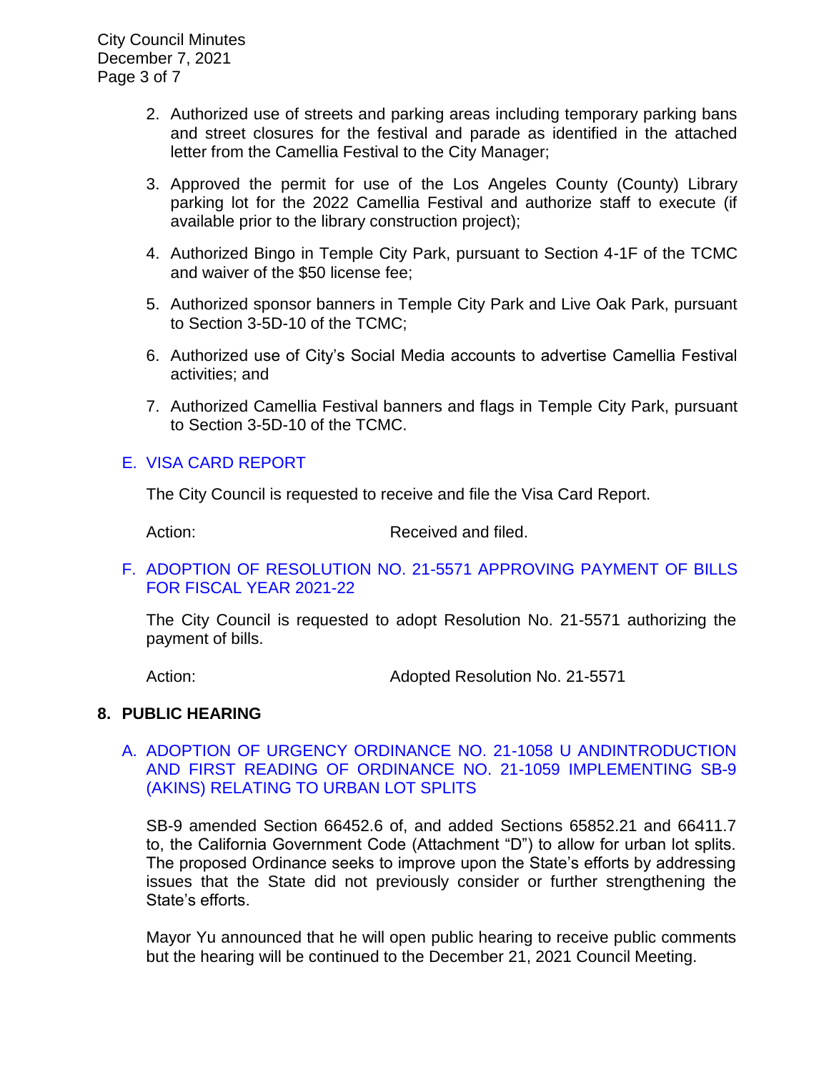2. Authorized use of streets and parking areas including temporary parking bans and street closures for the festival and parade as identified in the attached letter from the Camellia Festival to the City Manager;

3. Approved the permit for use of the Los Angeles County (County) Library parking lot for the 2022 Camellia Festival and authorize staff to execute (if available prior to the library construction project);

4. Authorized Bingo in Temple City Park, pursuant to Section 4-1F of the TCMC and waiver of the $50 license fee;

5. Authorized sponsor banners in Temple City Park and Live Oak Park, pursuant to Section 3-5D-10 of the TCMC;

6. Authorized use of City's Social Media accounts to advertise Camellia Festival activities; and

7. Authorized Camellia Festival banners and flags in Temple City Park, pursuant to Section 3-5D-10 of the TCMC.

E. VISA CARD REPORT

The City Council is requested to receive and file the Visa Card Report.

Action: Received and filed.

F. ADOPTION OF RESOLUTION NO. 21-5571 APPROVING PAYMENT OF BILLS FOR FISCAL YEAR 2021-22

The City Council is requested to adopt Resolution No. 21-5571 authorizing the payment of bills.

Action: Adopted Resolution No. 21-5571

## 8. PUBLIC HEARING

A. ADOPTION OF URGENCY ORDINANCE NO. 21-1058 U ANDINTRODUCTION AND FIRST READING OF ORDINANCE NO. 21-1059 IMPLEMENTING SB-9 (AKINS) RELATING TO URBAN LOT SPLITS

SB-9 amended Section 66452.6 of, and added Sections 65852.21 and 66411.7 to, the California Government Code (Attachment "D") to allow for urban lot splits. The proposed Ordinance seeks to improve upon the State's efforts by addressing issues that the State did not previously consider or further strengthening the State's efforts.

Mayor Yu announced that he will open public hearing to receive public comments but the hearing will be continued to the December 21, 2021 Council Meeting.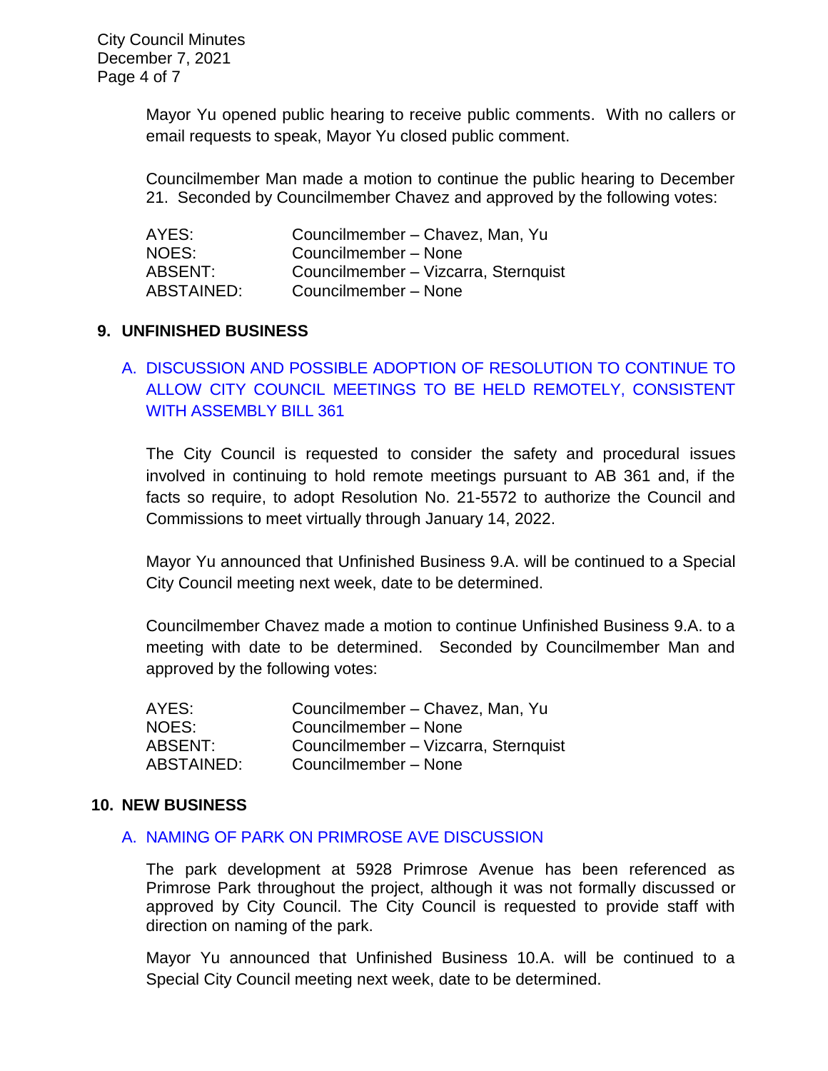Mayor Yu opened public hearing to receive public comments. With no callers or email requests to speak, Mayor Yu closed public comment.

Councilmember Man made a motion to continue the public hearing to December 21. Seconded by Councilmember Chavez and approved by the following votes:

| | |
|---|---|
| AYES: | Councilmember – Chavez, Man, Yu |
| NOES: | Councilmember – None |
| ABSENT: | Councilmember – Vizcarra, Sternquist |
| ABSTAINED: | Councilmember – None |

## 9. UNFINISHED BUSINESS

### A. DISCUSSION AND POSSIBLE ADOPTION OF RESOLUTION TO CONTINUE TO ALLOW CITY COUNCIL MEETINGS TO BE HELD REMOTELY, CONSISTENT WITH ASSEMBLY BILL 361

The City Council is requested to consider the safety and procedural issues involved in continuing to hold remote meetings pursuant to AB 361 and, if the facts so require, to adopt Resolution No. 21-5572 to authorize the Council and Commissions to meet virtually through January 14, 2022.

Mayor Yu announced that Unfinished Business 9.A. will be continued to a Special City Council meeting next week, date to be determined.

Councilmember Chavez made a motion to continue Unfinished Business 9.A. to a meeting with date to be determined. Seconded by Councilmember Man and approved by the following votes:

| | |
|---|---|
| AYES: | Councilmember – Chavez, Man, Yu |
| NOES: | Councilmember – None |
| ABSENT: | Councilmember – Vizcarra, Sternquist |
| ABSTAINED: | Councilmember – None |

## 10. NEW BUSINESS

### A. NAMING OF PARK ON PRIMROSE AVE DISCUSSION

The park development at 5928 Primrose Avenue has been referenced as Primrose Park throughout the project, although it was not formally discussed or approved by City Council. The City Council is requested to provide staff with direction on naming of the park.

Mayor Yu announced that Unfinished Business 10.A. will be continued to a Special City Council meeting next week, date to be determined.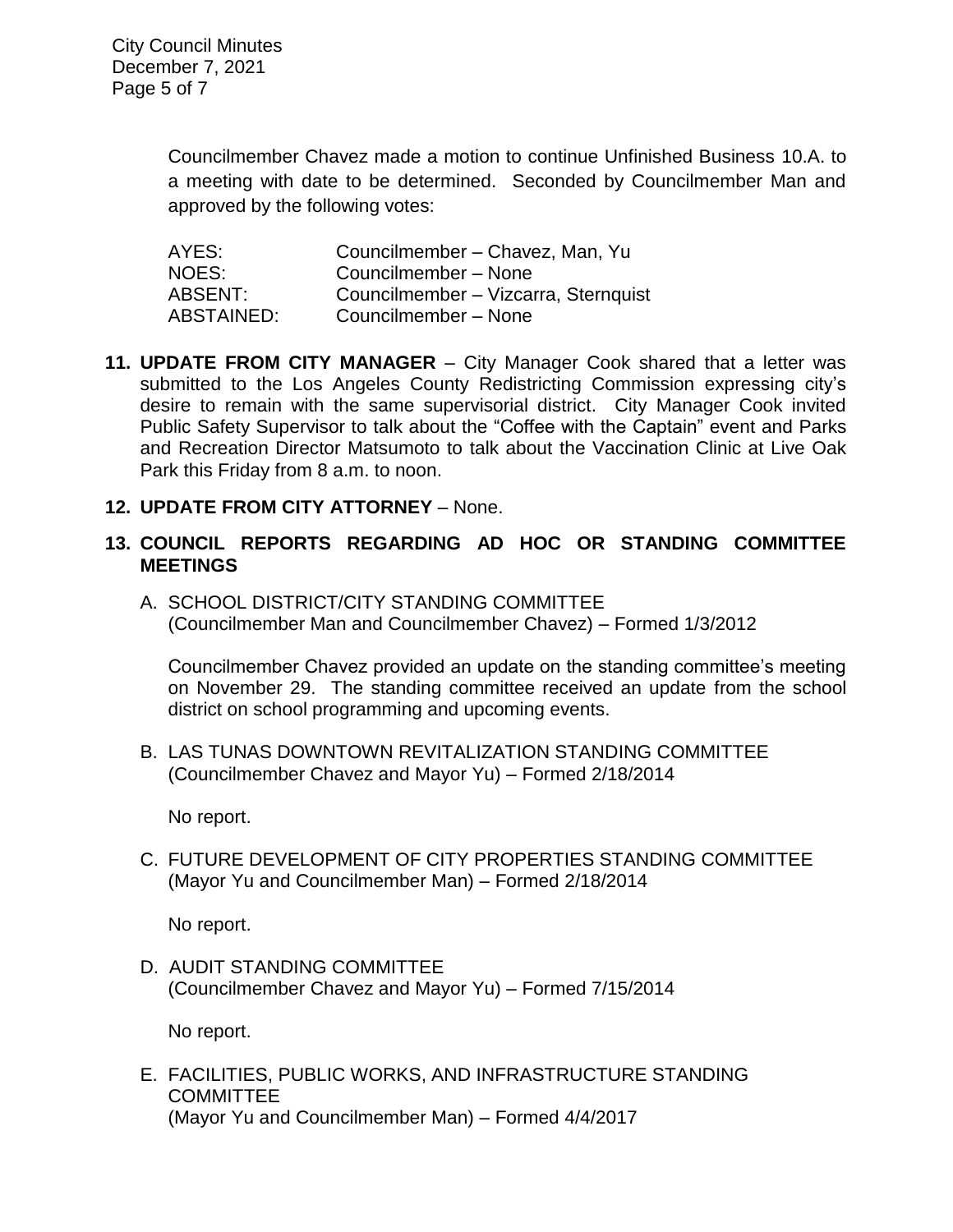Councilmember Chavez made a motion to continue Unfinished Business 10.A. to a meeting with date to be determined. Seconded by Councilmember Man and approved by the following votes:

| | |
|---|---|
| AYES: | Councilmember – Chavez, Man, Yu |
| NOES: | Councilmember – None |
| ABSENT: | Councilmember – Vizcarra, Sternquist |
| ABSTAINED: | Councilmember – None |

**11. UPDATE FROM CITY MANAGER** – City Manager Cook shared that a letter was submitted to the Los Angeles County Redistricting Commission expressing city's desire to remain with the same supervisorial district. City Manager Cook invited Public Safety Supervisor to talk about the "Coffee with the Captain" event and Parks and Recreation Director Matsumoto to talk about the Vaccination Clinic at Live Oak Park this Friday from 8 a.m. to noon.

**12. UPDATE FROM CITY ATTORNEY** – None.

**13. COUNCIL REPORTS REGARDING AD HOC OR STANDING COMMITTEE MEETINGS**

A. SCHOOL DISTRICT/CITY STANDING COMMITTEE
(Councilmember Man and Councilmember Chavez) – Formed 1/3/2012

Councilmember Chavez provided an update on the standing committee's meeting on November 29. The standing committee received an update from the school district on school programming and upcoming events.

B. LAS TUNAS DOWNTOWN REVITALIZATION STANDING COMMITTEE
(Councilmember Chavez and Mayor Yu) – Formed 2/18/2014

No report.

C. FUTURE DEVELOPMENT OF CITY PROPERTIES STANDING COMMITTEE
(Mayor Yu and Councilmember Man) – Formed 2/18/2014

No report.

D. AUDIT STANDING COMMITTEE
(Councilmember Chavez and Mayor Yu) – Formed 7/15/2014

No report.

E. FACILITIES, PUBLIC WORKS, AND INFRASTRUCTURE STANDING COMMITTEE
(Mayor Yu and Councilmember Man) – Formed 4/4/2017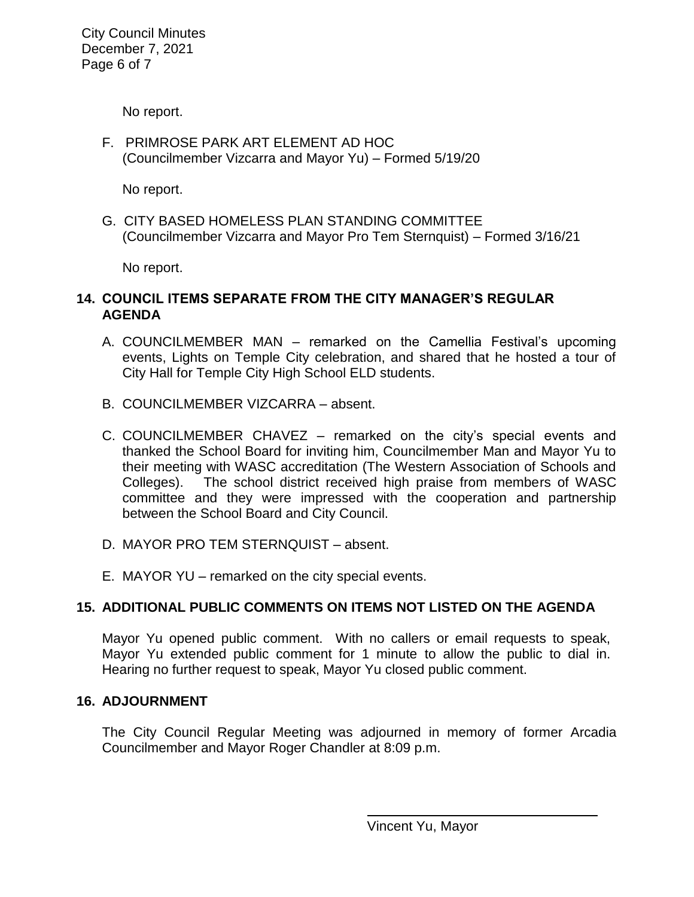No report.

F. PRIMROSE PARK ART ELEMENT AD HOC
   (Councilmember Vizcarra and Mayor Yu) – Formed 5/19/20

   No report.

G. CITY BASED HOMELESS PLAN STANDING COMMITTEE
   (Councilmember Vizcarra and Mayor Pro Tem Sternquist) – Formed 3/16/21

   No report.

## 14. COUNCIL ITEMS SEPARATE FROM THE CITY MANAGER'S REGULAR AGENDA

A. COUNCILMEMBER MAN – remarked on the Camellia Festival's upcoming events, Lights on Temple City celebration, and shared that he hosted a tour of City Hall for Temple City High School ELD students.

B. COUNCILMEMBER VIZCARRA – absent.

C. COUNCILMEMBER CHAVEZ – remarked on the city's special events and thanked the School Board for inviting him, Councilmember Man and Mayor Yu to their meeting with WASC accreditation (The Western Association of Schools and Colleges). The school district received high praise from members of WASC committee and they were impressed with the cooperation and partnership between the School Board and City Council.

D. MAYOR PRO TEM STERNQUIST – absent.

E. MAYOR YU – remarked on the city special events.

## 15. ADDITIONAL PUBLIC COMMENTS ON ITEMS NOT LISTED ON THE AGENDA

Mayor Yu opened public comment. With no callers or email requests to speak, Mayor Yu extended public comment for 1 minute to allow the public to dial in. Hearing no further request to speak, Mayor Yu closed public comment.

## 16. ADJOURNMENT

The City Council Regular Meeting was adjourned in memory of former Arcadia Councilmember and Mayor Roger Chandler at 8:09 p.m.

\_\_\_\_\_\_\_\_\_\_\_\_\_\_\_\_\_\_\_\_\_\_\_\_\_\_\_\_\_\_

Vincent Yu, Mayor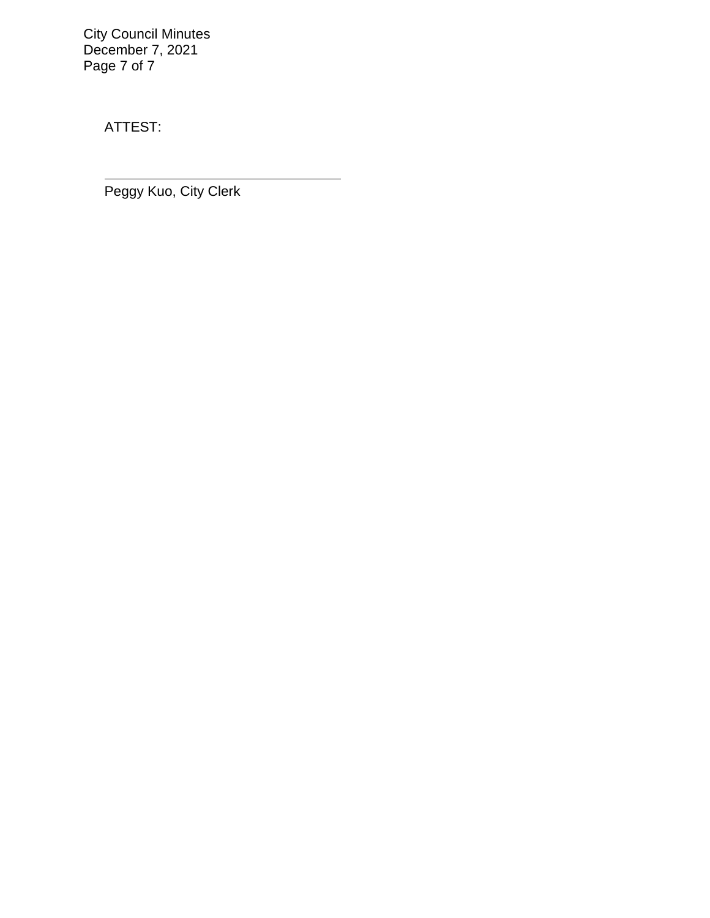ATTEST:

\_\_\_\_\_\_\_\_\_\_\_\_\_\_\_\_\_\_\_\_\_\_\_\_\_\_\_\_\_\_\_\_

Peggy Kuo, City Clerk